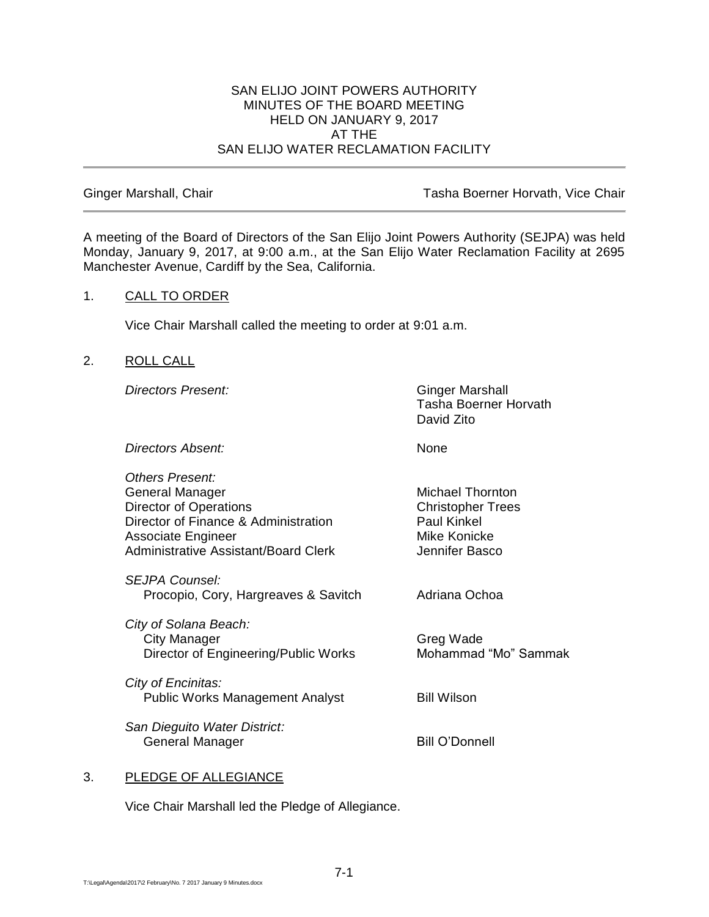SAN ELIJO JOINT POWERS AUTHORITY
MINUTES OF THE BOARD MEETING
HELD ON JANUARY 9, 2017
AT THE
SAN ELIJO WATER RECLAMATION FACILITY

---

Ginger Marshall, Chair | Tasha Boerner Horvath, Vice Chair

---

A meeting of the Board of Directors of the San Elijo Joint Powers Authority (SEJPA) was held Monday, January 9, 2017, at 9:00 a.m., at the San Elijo Water Reclamation Facility at 2695 Manchester Avenue, Cardiff by the Sea, California.

1. CALL TO ORDER

   Vice Chair Marshall called the meeting to order at 9:01 a.m.

2. ROLL CALL

| | |
|---|---|
| *Directors Present:* | Ginger Marshall<br>Tasha Boerner Horvath<br>David Zito |
| *Directors Absent:* | None |
| *Others Present:* | |
| General Manager | Michael Thornton |
| Director of Operations | Christopher Trees |
| Director of Finance & Administration | Paul Kinkel |
| Associate Engineer | Mike Konicke |
| Administrative Assistant/Board Clerk | Jennifer Basco |
| *SEJPA Counsel:* | |
| Procopio, Cory, Hargreaves & Savitch | Adriana Ochoa |
| *City of Solana Beach:* | |
| City Manager | Greg Wade |
| Director of Engineering/Public Works | Mohammad "Mo" Sammak |
| *City of Encinitas:* | |
| Public Works Management Analyst | Bill Wilson |
| *San Dieguito Water District:* | |
| General Manager | Bill O'Donnell |

3. PLEDGE OF ALLEGIANCE

   Vice Chair Marshall led the Pledge of Allegiance.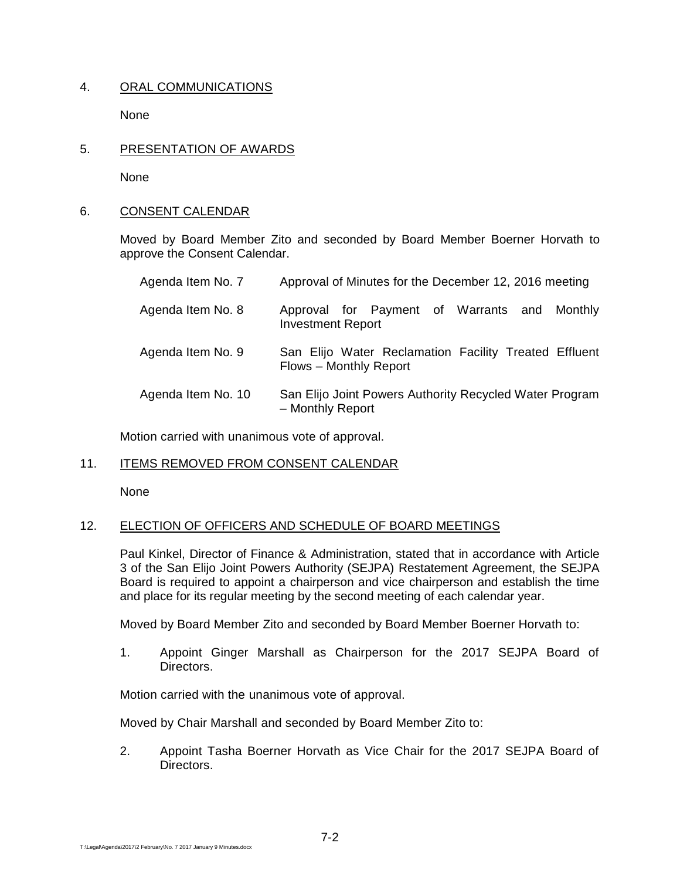4. ORAL COMMUNICATIONS

   None

5. PRESENTATION OF AWARDS

   None

6. CONSENT CALENDAR

   Moved by Board Member Zito and seconded by Board Member Boerner Horvath to approve the Consent Calendar.

   | | |
   |---|---|
   | Agenda Item No. 7 | Approval of Minutes for the December 12, 2016 meeting |
   | Agenda Item No. 8 | Approval for Payment of Warrants and Monthly Investment Report |
   | Agenda Item No. 9 | San Elijo Water Reclamation Facility Treated Effluent Flows – Monthly Report |
   | Agenda Item No. 10 | San Elijo Joint Powers Authority Recycled Water Program – Monthly Report |

   Motion carried with unanimous vote of approval.

11. ITEMS REMOVED FROM CONSENT CALENDAR

    None

12. ELECTION OF OFFICERS AND SCHEDULE OF BOARD MEETINGS

    Paul Kinkel, Director of Finance & Administration, stated that in accordance with Article 3 of the San Elijo Joint Powers Authority (SEJPA) Restatement Agreement, the SEJPA Board is required to appoint a chairperson and vice chairperson and establish the time and place for its regular meeting by the second meeting of each calendar year.

    Moved by Board Member Zito and seconded by Board Member Boerner Horvath to:

    1. Appoint Ginger Marshall as Chairperson for the 2017 SEJPA Board of Directors.

    Motion carried with the unanimous vote of approval.

    Moved by Chair Marshall and seconded by Board Member Zito to:

    2. Appoint Tasha Boerner Horvath as Vice Chair for the 2017 SEJPA Board of Directors.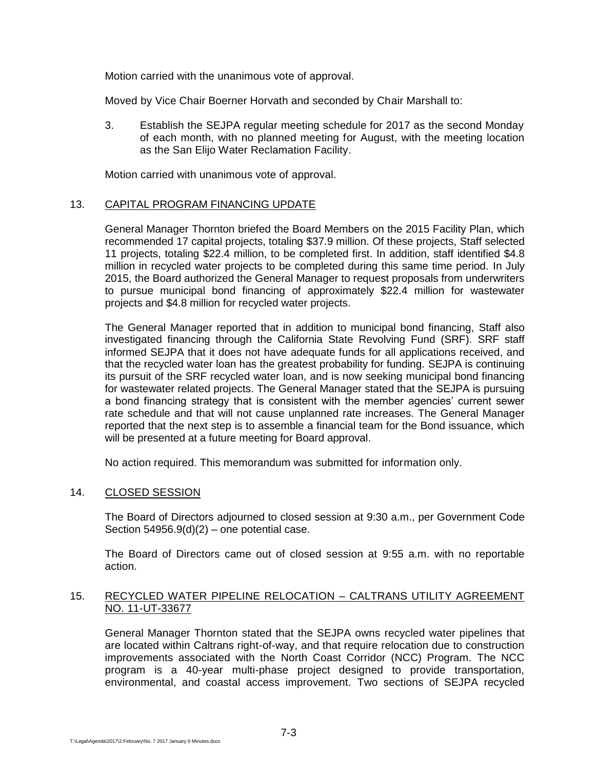Motion carried with the unanimous vote of approval.

Moved by Vice Chair Boerner Horvath and seconded by Chair Marshall to:

3. Establish the SEJPA regular meeting schedule for 2017 as the second Monday of each month, with no planned meeting for August, with the meeting location as the San Elijo Water Reclamation Facility.

Motion carried with unanimous vote of approval.

13. CAPITAL PROGRAM FINANCING UPDATE

General Manager Thornton briefed the Board Members on the 2015 Facility Plan, which recommended 17 capital projects, totaling $37.9 million. Of these projects, Staff selected 11 projects, totaling $22.4 million, to be completed first. In addition, staff identified $4.8 million in recycled water projects to be completed during this same time period. In July 2015, the Board authorized the General Manager to request proposals from underwriters to pursue municipal bond financing of approximately $22.4 million for wastewater projects and $4.8 million for recycled water projects.

The General Manager reported that in addition to municipal bond financing, Staff also investigated financing through the California State Revolving Fund (SRF). SRF staff informed SEJPA that it does not have adequate funds for all applications received, and that the recycled water loan has the greatest probability for funding. SEJPA is continuing its pursuit of the SRF recycled water loan, and is now seeking municipal bond financing for wastewater related projects. The General Manager stated that the SEJPA is pursuing a bond financing strategy that is consistent with the member agencies' current sewer rate schedule and that will not cause unplanned rate increases. The General Manager reported that the next step is to assemble a financial team for the Bond issuance, which will be presented at a future meeting for Board approval.

No action required. This memorandum was submitted for information only.

14. CLOSED SESSION

The Board of Directors adjourned to closed session at 9:30 a.m., per Government Code Section 54956.9(d)(2) – one potential case.

The Board of Directors came out of closed session at 9:55 a.m. with no reportable action.

15. RECYCLED WATER PIPELINE RELOCATION – CALTRANS UTILITY AGREEMENT NO. 11-UT-33677

General Manager Thornton stated that the SEJPA owns recycled water pipelines that are located within Caltrans right-of-way, and that require relocation due to construction improvements associated with the North Coast Corridor (NCC) Program. The NCC program is a 40-year multi-phase project designed to provide transportation, environmental, and coastal access improvement. Two sections of SEJPA recycled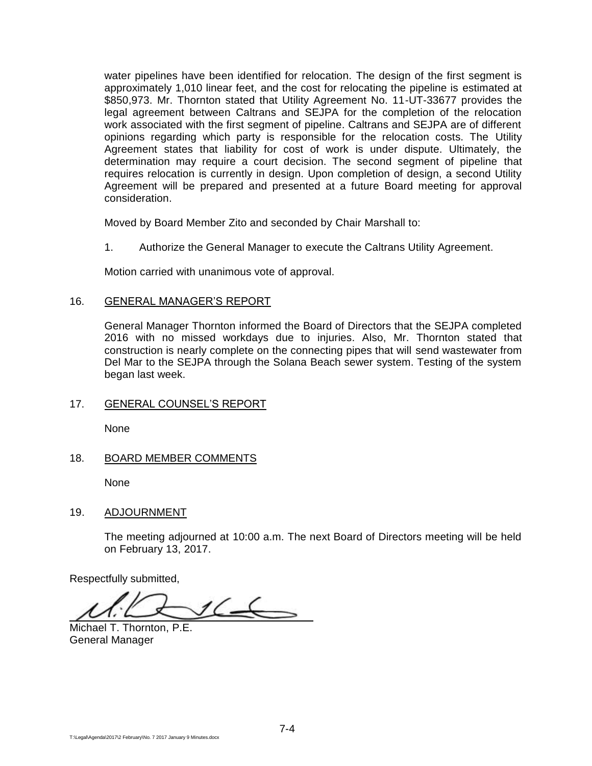water pipelines have been identified for relocation. The design of the first segment is approximately 1,010 linear feet, and the cost for relocating the pipeline is estimated at $850,973. Mr. Thornton stated that Utility Agreement No. 11-UT-33677 provides the legal agreement between Caltrans and SEJPA for the completion of the relocation work associated with the first segment of pipeline. Caltrans and SEJPA are of different opinions regarding which party is responsible for the relocation costs. The Utility Agreement states that liability for cost of work is under dispute. Ultimately, the determination may require a court decision. The second segment of pipeline that requires relocation is currently in design. Upon completion of design, a second Utility Agreement will be prepared and presented at a future Board meeting for approval consideration.

Moved by Board Member Zito and seconded by Chair Marshall to:

1. Authorize the General Manager to execute the Caltrans Utility Agreement.

Motion carried with unanimous vote of approval.

16. GENERAL MANAGER'S REPORT

General Manager Thornton informed the Board of Directors that the SEJPA completed 2016 with no missed workdays due to injuries. Also, Mr. Thornton stated that construction is nearly complete on the connecting pipes that will send wastewater from Del Mar to the SEJPA through the Solana Beach sewer system. Testing of the system began last week.

17. GENERAL COUNSEL'S REPORT

None

18. BOARD MEMBER COMMENTS

None

19. ADJOURNMENT

The meeting adjourned at 10:00 a.m. The next Board of Directors meeting will be held on February 13, 2017.

Respectfully submitted,

Michael T. Thornton, P.E.
General Manager